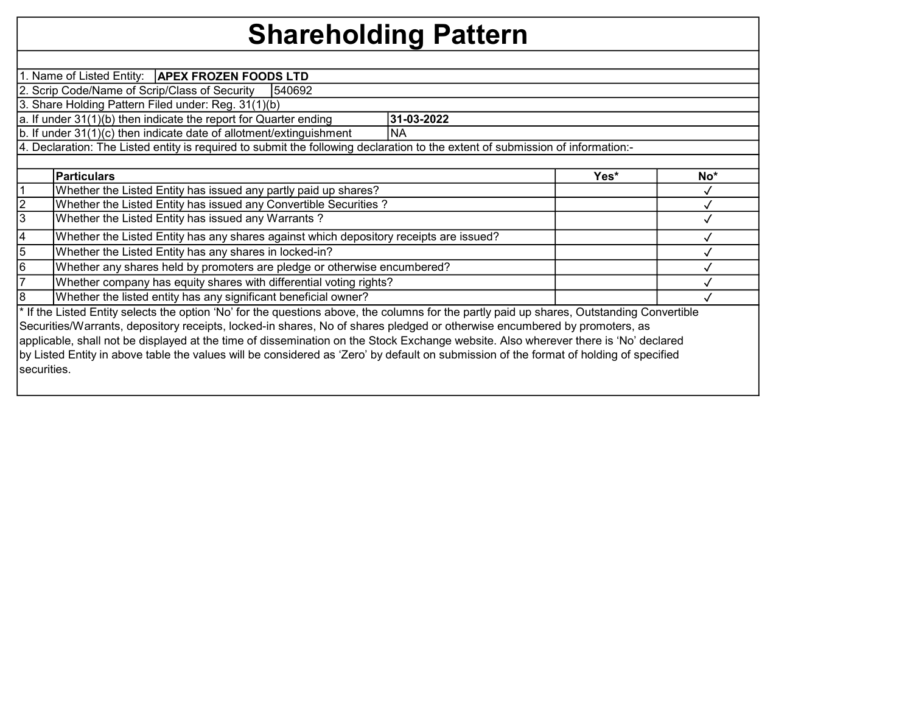# Shareholding Pattern

1. Name of Listed Entity: **APEX FROZEN FOODS LTD**

2. Scrip Code/Name of Scrip/Class of Security: 540692

3. Share Holding Pattern Filed under: Reg. 31(1)(b)

a. If under 31(1)(b) then indicate the report for Quarter ending: **31-03-2022**

b. If under 31(1)(c) then indicate date of allotment/extinguishment: NA

4. Declaration: The Listed entity is required to submit the following declaration to the extent of submission of information:-

| | Particulars | Yes* | No* |
|---|---|---|---|
| 1 | Whether the Listed Entity has issued any partly paid up shares? | | ✓ |
| 2 | Whether the Listed Entity has issued any Convertible Securities ? | | ✓ |
| 3 | Whether the Listed Entity has issued any Warrants ? | | ✓ |
| 4 | Whether the Listed Entity has any shares against which depository receipts are issued? | | ✓ |
| 5 | Whether the Listed Entity has any shares in locked-in? | | ✓ |
| 6 | Whether any shares held by promoters are pledge or otherwise encumbered? | | ✓ |
| 7 | Whether company has equity shares with differential voting rights? | | ✓ |
| 8 | Whether the listed entity has any significant beneficial owner? | | ✓ |

* If the Listed Entity selects the option 'No' for the questions above, the columns for the partly paid up shares, Outstanding Convertible Securities/Warrants, depository receipts, locked-in shares, No of shares pledged or otherwise encumbered by promoters, as applicable, shall not be displayed at the time of dissemination on the Stock Exchange website. Also wherever there is 'No' declared by Listed Entity in above table the values will be considered as 'Zero' by default on submission of the format of holding of specified securities.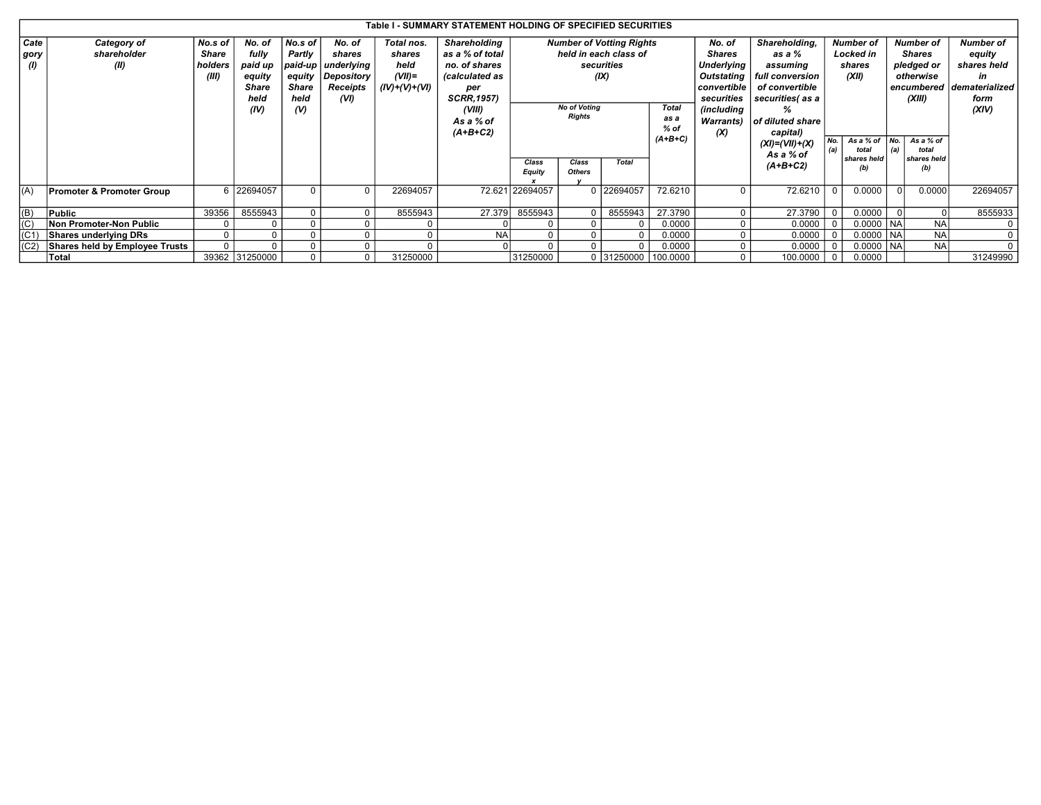## Table I - SUMMARY STATEMENT HOLDING OF SPECIFIED SECURITIES

| Category (I) | Category of shareholder (II) | No.s of Share holders (III) | No. of fully paid up equity Share held (IV) | No.s of Partly paid-up equity Share held (V) | No. of shares underlying Depository Receipts (VI) | Total nos. shares held (VII)= (IV)+(V)+(VI) | Shareholding as a % of total no. of shares (calculated as per SCRR,1957) (VIII) As a % of (A+B+C2) | Number of Votting Rights held in each class of securities (IX) | | | | No. of Shares Underlying Outstating convertible securities (including Warrants) (X) | Shareholding, as a % assuming full conversion of convertible securities( as a % of diluted share capital) (XI)=(VII)+(X) As a % of (A+B+C2) | Number of Locked in shares (XII) | | Number of Shares pledged or otherwise encumbered (XIII) | | Number of equity shares held in dematerialized form (XIV) |
|---|---|---|---|---|---|---|---|---|---|---|---|---|---|---|---|---|---|---|
| | | | | | | | | No of Voting Rights | | | Total as a % of (A+B+C) | | | No. (a) | As a % of total shares held (b) | No. (a) | As a % of total shares held (b) | |
| | | | | | | | | Class Equity x | Class Others y | Total | | | | | | | | |
| (A) | **Promoter & Promoter Group** | 6 | 22694057 | 0 | 0 | 22694057 | 72.621 | 22694057 | 0 | 22694057 | 72.6210 | 0 | 72.6210 | 0 | 0.0000 | 0 | 0.0000 | 22694057 |
| (B) | **Public** | 39356 | 8555943 | 0 | 0 | 8555943 | 27.379 | 8555943 | 0 | 8555943 | 27.3790 | 0 | 27.3790 | 0 | 0.0000 | 0 | 0 | 8555933 |
| (C) | **Non Promoter-Non Public** | 0 | 0 | 0 | 0 | 0 | 0 | 0 | 0 | 0 | 0.0000 | 0 | 0.0000 | 0 | 0.0000 | NA | NA | 0 |
| (C1) | **Shares underlying DRs** | 0 | 0 | 0 | 0 | 0 | NA | 0 | 0 | 0 | 0.0000 | 0 | 0.0000 | 0 | 0.0000 | NA | NA | 0 |
| (C2) | **Shares held by Employee Trusts** | 0 | 0 | 0 | 0 | 0 | 0 | 0 | 0 | 0 | 0.0000 | 0 | 0.0000 | 0 | 0.0000 | NA | NA | 0 |
| | **Total** | 39362 | 31250000 | 0 | 0 | 31250000 | | 31250000 | 0 | 31250000 | 100.0000 | 0 | 100.0000 | 0 | 0.0000 | | | 31249990 |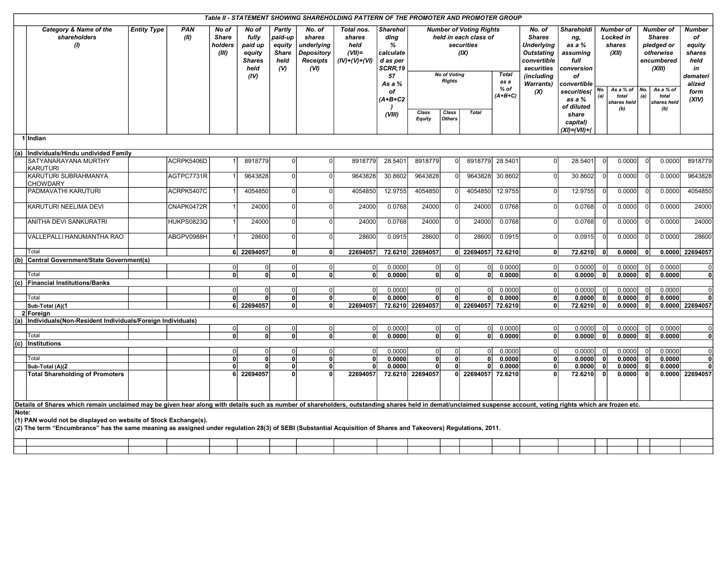## Table II - STATEMENT SHOWING SHAREHOLDING PATTERN OF THE PROMOTER AND PROMOTER GROUP

| | Category & Name of the shareholders (I) | Entity Type | PAN (II) | No of Share holders (III) | No of fully paid up equity Shares held (IV) | Partly paid-up equity Share held (V) | No. of shares underlying Depository Receipts (VI) | Total nos. shares held (VII)= (IV)+(V)+(VI) | Shareholding % calculated as per SCRR,1957 As a % of (A+B+C2) (VIII) | Number of Voting Rights held in each class of securities (IX) | | | | No. of Shares Underlying Outstating convertible securities (including Warrants) (X) | Shareholding, as a % assuming full conversion of convertible securities( as a % of diluted share capital) (XI)=(VII)+( | Number of Locked in shares (XII) | | Number of Shares pledged or otherwise encumbered (XIII) | | Number of equity shares held in dematerialized form (XIV) |
|---|---|---|---|---|---|---|---|---|---|---|---|---|---|---|---|---|---|---|---|---|
| | | | | | | | | | | No of Voting Rights | | | Total as a % of (A+B+C) | | | No. (a) | As a % of total shares held (b) | No. (a) | As a % of total shares held (b) | |
| | | | | | | | | | | Class Equity | Class Others | Total | | | | | | | | |
| 1 | **Indian** | | | | | | | | | | | | | | | | | | | |
| (a) | **Individuals/Hindu undivided Family** | | | | | | | | | | | | | | | | | | | |
| | SATYANARAYANA MURTHY KARUTURI | | ACRPK5406D | 1 | 8918779 | 0 | 0 | 8918779 | 28.5401 | 8918779 | 0 | 8918779 | 28.5401 | 0 | 28.5401 | 0 | 0.0000 | 0 | 0.0000 | 8918779 |
| | KARUTURI SUBRAHMANYA CHOWDARY | | AGTPC7731R | 1 | 9643828 | 0 | 0 | 9643828 | 30.8602 | 9643828 | 0 | 9643828 | 30.8602 | 0 | 30.8602 | 0 | 0.0000 | 0 | 0.0000 | 9643828 |
| | PADMAVATHI KARUTURI | | ACRPK5407C | 1 | 4054850 | 0 | 0 | 4054850 | 12.9755 | 4054850 | 0 | 4054850 | 12.9755 | 0 | 12.9755 | 0 | 0.0000 | 0 | 0.0000 | 4054850 |
| | KARUTURI NEELIMA DEVI | | CNAPK0472R | 1 | 24000 | 0 | 0 | 24000 | 0.0768 | 24000 | 0 | 24000 | 0.0768 | 0 | 0.0768 | 0 | 0.0000 | 0 | 0.0000 | 24000 |
| | ANITHA DEVI SANKURATRI | | HUKPS0823Q | 1 | 24000 | 0 | 0 | 24000 | 0.0768 | 24000 | 0 | 24000 | 0.0768 | 0 | 0.0768 | 0 | 0.0000 | 0 | 0.0000 | 24000 |
| | VALLEPALLI HANUMANTHA RAO | | ABGPV0988H | 1 | 28600 | 0 | 0 | 28600 | 0.0915 | 28600 | 0 | 28600 | 0.0915 | 0 | 0.0915 | 0 | 0.0000 | 0 | 0.0000 | 28600 |
| | Total | | | **6** | **22694057** | **0** | **0** | **22694057** | **72.6210** | **22694057** | **0** | **22694057** | **72.6210** | **0** | **72.6210** | **0** | **0.0000** | **0** | **0.0000** | **22694057** |
| (b) | **Central Government/State Government(s)** | | | | | | | | | | | | | | | | | | | |
| | | | | 0 | 0 | 0 | 0 | 0 | 0.0000 | 0 | 0 | 0 | 0.0000 | 0 | 0.0000 | 0 | 0.0000 | 0 | 0.0000 | 0 |
| | Total | | | **0** | **0** | **0** | **0** | **0** | **0.0000** | **0** | **0** | **0** | **0.0000** | **0** | **0.0000** | **0** | **0.0000** | **0** | **0.0000** | **0** |
| (c) | **Financial Institutions/Banks** | | | | | | | | | | | | | | | | | | | |
| | | | | 0 | 0 | 0 | 0 | 0 | 0.0000 | 0 | 0 | 0 | 0.0000 | 0 | 0.0000 | 0 | 0.0000 | 0 | 0.0000 | 0 |
| | Total | | | **0** | **0** | **0** | **0** | **0** | **0.0000** | **0** | **0** | **0** | **0.0000** | **0** | **0.0000** | **0** | **0.0000** | **0** | **0.0000** | **0** |
| | **Sub-Total (A)(1** | | | **6** | **22694057** | **0** | **0** | **22694057** | **72.6210** | **22694057** | **0** | **22694057** | **72.6210** | **0** | **72.6210** | **0** | **0.0000** | **0** | **0.0000** | **22694057** |
| 2 | **Foreign** | | | | | | | | | | | | | | | | | | | |
| (a) | **Individuals(Non-Resident Individuals/Foreign Individuals)** | | | | | | | | | | | | | | | | | | | |
| | | | | 0 | 0 | 0 | 0 | 0 | 0.0000 | 0 | 0 | 0 | 0.0000 | 0 | 0.0000 | 0 | 0.0000 | 0 | 0.0000 | 0 |
| | Total | | | **0** | **0** | **0** | **0** | **0** | **0.0000** | **0** | **0** | **0** | **0.0000** | **0** | **0.0000** | **0** | **0.0000** | **0** | **0.0000** | **0** |
| (c) | **Institutions** | | | | | | | | | | | | | | | | | | | |
| | | | | 0 | 0 | 0 | 0 | 0 | 0.0000 | 0 | 0 | 0 | 0.0000 | 0 | 0.0000 | 0 | 0.0000 | 0 | 0.0000 | 0 |
| | Total | | | **0** | **0** | **0** | **0** | **0** | **0.0000** | **0** | **0** | **0** | **0.0000** | **0** | **0.0000** | **0** | **0.0000** | **0** | **0.0000** | **0** |
| | **Sub-Total (A)(2** | | | **0** | **0** | **0** | **0** | **0** | **0.0000** | **0** | **0** | **0** | **0.0000** | **0** | **0.0000** | **0** | **0.0000** | **0** | **0.0000** | **0** |
| | **Total Shareholding of Promoters** | | | **6** | **22694057** | **0** | **0** | **22694057** | **72.6210** | **22694057** | **0** | **22694057** | **72.6210** | **0** | **72.6210** | **0** | **0.0000** | **0** | **0.0000** | **22694057** |

**Details of Shares which remain unclaimed may be given hear along with details such as number of shareholders, outstanding shares held in demat/unclaimed suspense account, voting rights which are frozen etc.**

**Note:**

**(1) PAN would not be displayed on website of Stock Exchange(s).**

**(2) The term "Encumbrance" has the same meaning as assigned under regulation 28(3) of SEBI (Substantial Acquisition of Shares and Takeovers) Regulations, 2011.**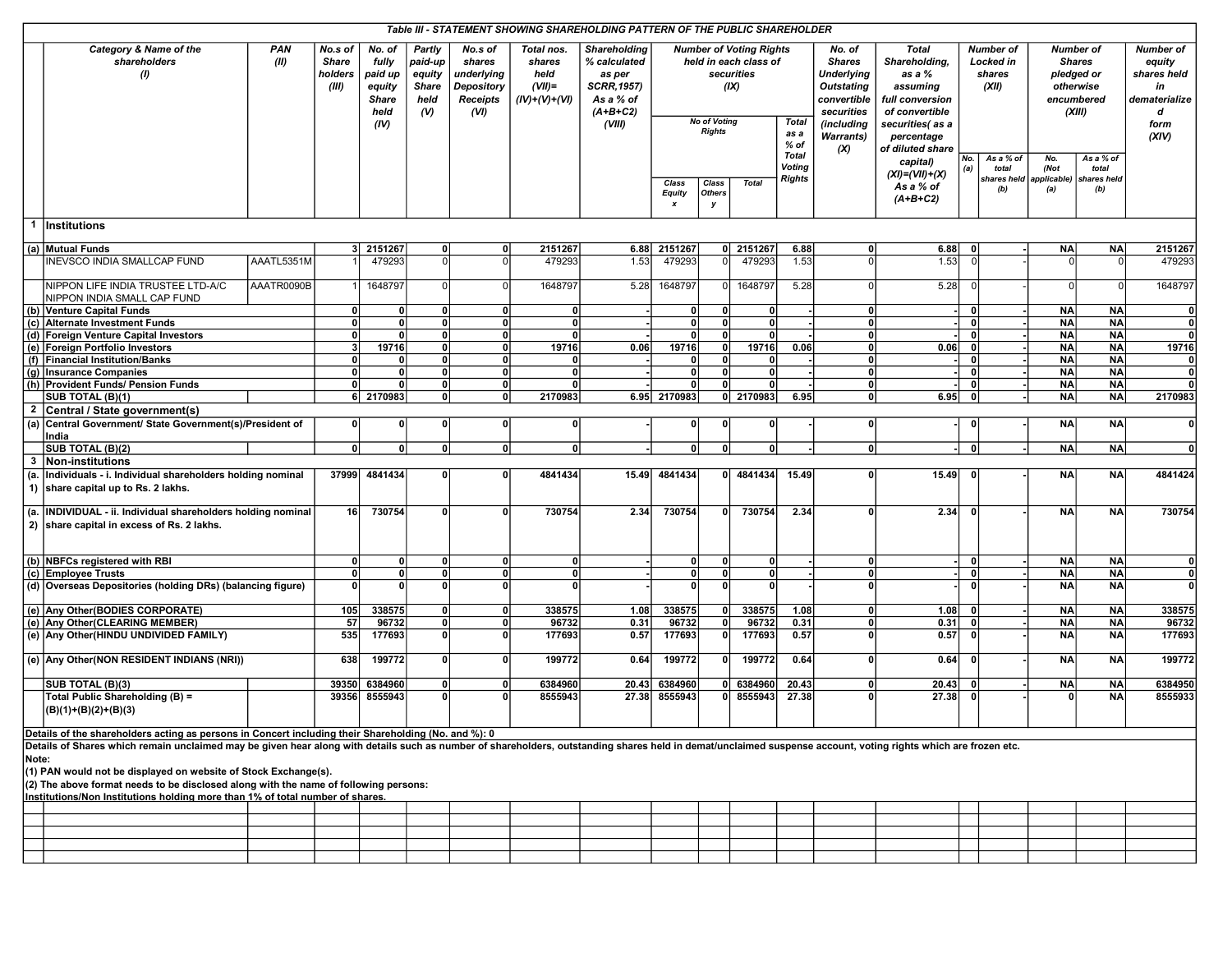**Table III - STATEMENT SHOWING SHAREHOLDING PATTERN OF THE PUBLIC SHAREHOLDER**

| | Category & Name of the shareholders (I) | PAN (II) | No.s of Share holders (III) | No. of fully paid up equity Share held (IV) | Partly paid-up equity Share held (V) | No.s of shares underlying Depository Receipts (VI) | Total nos. shares held (VII)= (IV)+(V)+(VI) | Shareholding % calculated as per SCRR,1957) As a % of (A+B+C2) (VIII) | Number of Voting Rights held in each class of securities (IX) | | | | No. of Shares Underlying Outstating convertible securities (including Warrants) (X) | Total Shareholding, as a % assuming full conversion of convertible securities( as a percentage of diluted share capital) (XI)=(VII)+(X) As a % of (A+B+C2) | Number of Locked in shares (XII) | | Number of Shares pledged or otherwise encumbered (XIII) | | Number of equity shares held in dematerialized form (XIV) |
|---|---|---|---|---|---|---|---|---|---|---|---|---|---|---|---|---|---|---|---|
| | | | | | | | | | No of Voting Rights | | | Total as a % of Total Voting Rights | | | | | | | |
| | | | | | | | | | Class Equity x | Class Others y | Total | | | | No. (a) | As a % of total shares held (b) | No. (Not applicable) (a) | As a % of total shares held (b) | |
| 1 | **Institutions** | | | | | | | | | | | | | | | | | | |
| (a) | **Mutual Funds** | | 3 | 2151267 | 0 | 0 | 2151267 | 6.88 | 2151267 | 0 | 2151267 | 6.88 | 0 | 6.88 | 0 | - | NA | NA | 2151267 |
| | INEVSCO INDIA SMALLCAP FUND | AAATL5351M | 1 | 479293 | 0 | 0 | 479293 | 1.53 | 479293 | 0 | 479293 | 1.53 | 0 | 1.53 | 0 | - | 0 | 0 | 479293 |
| | NIPPON LIFE INDIA TRUSTEE LTD-A/C NIPPON INDIA SMALL CAP FUND | AAATR0090B | 1 | 1648797 | 0 | 0 | 1648797 | 5.28 | 1648797 | 0 | 1648797 | 5.28 | 0 | 5.28 | 0 | - | 0 | 0 | 1648797 |
| (b) | **Venture Capital Funds** | | 0 | 0 | 0 | 0 | 0 | - | 0 | 0 | 0 | - | 0 | - | 0 | - | NA | NA | 0 |
| (c) | **Alternate Investment Funds** | | 0 | 0 | 0 | 0 | 0 | - | 0 | 0 | 0 | - | 0 | - | 0 | - | NA | NA | 0 |
| (d) | **Foreign Venture Capital Investors** | | 0 | 0 | 0 | 0 | 0 | - | 0 | 0 | 0 | - | 0 | - | 0 | - | NA | NA | 0 |
| (e) | **Foreign Portfolio Investors** | | 3 | 19716 | 0 | 0 | 19716 | 0.06 | 19716 | 0 | 19716 | 0.06 | 0 | 0.06 | 0 | - | NA | NA | 19716 |
| (f) | **Financial Institution/Banks** | | 0 | 0 | 0 | 0 | 0 | - | 0 | 0 | 0 | - | 0 | - | 0 | - | NA | NA | 0 |
| (g) | **Insurance Companies** | | 0 | 0 | 0 | 0 | 0 | - | 0 | 0 | 0 | - | 0 | - | 0 | - | NA | NA | 0 |
| (h) | **Provident Funds/ Pension Funds** | | 0 | 0 | 0 | 0 | 0 | - | 0 | 0 | 0 | - | 0 | - | 0 | - | NA | NA | 0 |
| | **SUB TOTAL (B)(1)** | | 6 | 2170983 | 0 | 0 | 2170983 | 6.95 | 2170983 | 0 | 2170983 | 6.95 | 0 | 6.95 | 0 | - | NA | NA | 2170983 |
| 2 | **Central / State government(s)** | | | | | | | | | | | | | | | | | | |
| (a) | **Central Government/ State Government(s)/President of India** | | 0 | 0 | 0 | 0 | 0 | - | 0 | 0 | 0 | - | 0 | - | 0 | - | NA | NA | 0 |
| | **SUB TOTAL (B)(2)** | | 0 | 0 | 0 | 0 | 0 | - | 0 | 0 | 0 | - | 0 | - | 0 | - | NA | NA | 0 |
| 3 | **Non-institutions** | | | | | | | | | | | | | | | | | | |
| (a.1) | **Individuals - i. Individual shareholders holding nominal share capital up to Rs. 2 lakhs.** | | 37999 | 4841434 | 0 | 0 | 4841434 | 15.49 | 4841434 | 0 | 4841434 | 15.49 | 0 | 15.49 | 0 | - | NA | NA | 4841424 |
| (a.2) | **INDIVIDUAL - ii. Individual shareholders holding nominal share capital in excess of Rs. 2 lakhs.** | | 16 | 730754 | 0 | 0 | 730754 | 2.34 | 730754 | 0 | 730754 | 2.34 | 0 | 2.34 | 0 | - | NA | NA | 730754 |
| (b) | **NBFCs registered with RBI** | | 0 | 0 | 0 | 0 | 0 | - | 0 | 0 | 0 | - | 0 | - | 0 | - | NA | NA | 0 |
| (c) | **Employee Trusts** | | 0 | 0 | 0 | 0 | 0 | - | 0 | 0 | 0 | - | 0 | - | 0 | - | NA | NA | 0 |
| (d) | **Overseas Depositories (holding DRs) (balancing figure)** | | 0 | 0 | 0 | 0 | 0 | - | 0 | 0 | 0 | - | 0 | - | 0 | - | NA | NA | 0 |
| (e) | **Any Other(BODIES CORPORATE)** | | 105 | 338575 | 0 | 0 | 338575 | 1.08 | 338575 | 0 | 338575 | 1.08 | 0 | 1.08 | 0 | - | NA | NA | 338575 |
| (e) | **Any Other(CLEARING MEMBER)** | | 57 | 96732 | 0 | 0 | 96732 | 0.31 | 96732 | 0 | 96732 | 0.31 | 0 | 0.31 | 0 | - | NA | NA | 96732 |
| (e) | **Any Other(HINDU UNDIVIDED FAMILY)** | | 535 | 177693 | 0 | 0 | 177693 | 0.57 | 177693 | 0 | 177693 | 0.57 | 0 | 0.57 | 0 | - | NA | NA | 177693 |
| (e) | **Any Other(NON RESIDENT INDIANS (NRI))** | | 638 | 199772 | 0 | 0 | 199772 | 0.64 | 199772 | 0 | 199772 | 0.64 | 0 | 0.64 | 0 | - | NA | NA | 199772 |
| | **SUB TOTAL (B)(3)** | | 39350 | 6384960 | 0 | 0 | 6384960 | 20.43 | 6384960 | 0 | 6384960 | 20.43 | 0 | 20.43 | 0 | - | NA | NA | 6384950 |
| | **Total Public Shareholding (B) = (B)(1)+(B)(2)+(B)(3)** | | 39356 | 8555943 | 0 | 0 | 8555943 | 27.38 | 8555943 | 0 | 8555943 | 27.38 | 0 | 27.38 | 0 | - | 0 | NA | 8555933 |

**Details of the shareholders acting as persons in Concert including their Shareholding (No. and %): 0**

**Details of Shares which remain unclaimed may be given hear along with details such as number of shareholders, outstanding shares held in demat/unclaimed suspense account, voting rights which are frozen etc.**

**Note:**

**(1) PAN would not be displayed on website of Stock Exchange(s).**

**(2) The above format needs to be disclosed along with the name of following persons:**

**Institutions/Non Institutions holding more than 1% of total number of shares.**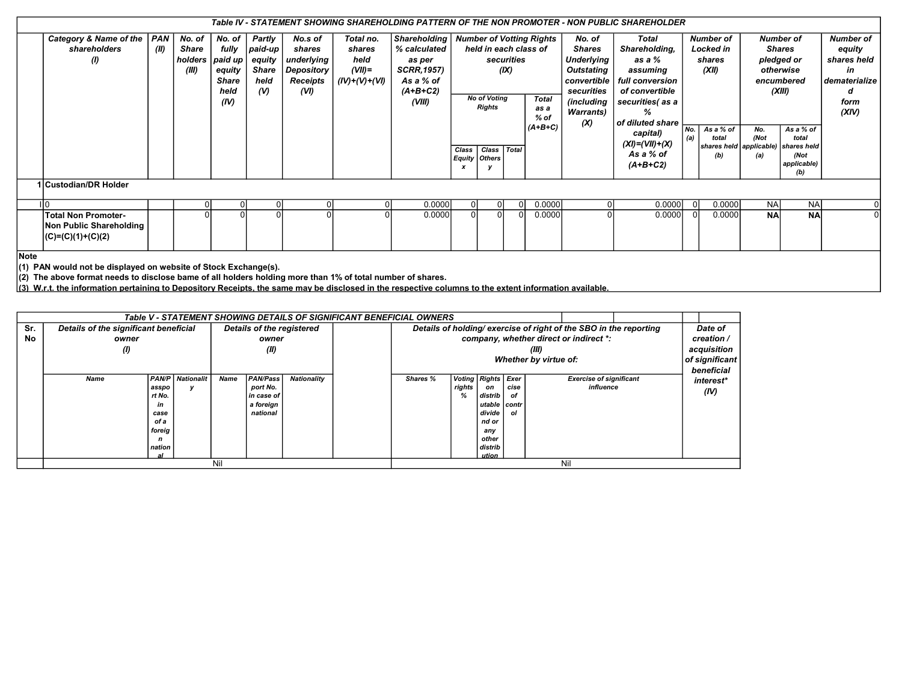## Table IV - STATEMENT SHOWING SHAREHOLDING PATTERN OF THE NON PROMOTER - NON PUBLIC SHAREHOLDER

| | Category & Name of the shareholders (I) | PAN (II) | No. of Share holders (III) | No. of fully paid up equity Share held (IV) | Partly paid-up equity Share held (V) | No.s of shares underlying Depository Receipts (VI) | Total no. shares held (VII)= (IV)+(V)+(VI) | Shareholding % calculated as per SCRR,1957) As a % of (A+B+C2) (VIII) | Number of Votting Rights held in each class of securities (IX) | | | | No. of Shares Underlying Outstanding convertible securities (including Warrants) (X) | Total Shareholding, as a % assuming full conversion of convertible securities( as a % of diluted share capital) (XI)=(VII)+(X) As a % of (A+B+C2) | Number of Locked in shares (XII) | | Number of Shares pledged or otherwise encumbered (XIII) | | Number of equity shares held in dematerialized form (XIV) |
|---|---|---|---|---|---|---|---|---|---|---|---|---|---|---|---|---|---|---|---|
| | | | | | | | | | No of Voting Rights | | | Total as a % of (A+B+C) | | | No. (a) | As a % of total shares held (b) | No. (Not applicable) (a) | As a % of total shares held (Not applicable) (b) | |
| | | | | | | | | | Class Equity x | Class Others y | Total | | | | | | | | |
| 1 | Custodian/DR Holder | | | | | | | | | | | | | | | | | | |
| I | 0 | | 0 | 0 | 0 | 0 | 0 | 0.0000 | 0 | 0 | 0 | 0.0000 | 0 | 0.0000 | 0 | 0.0000 | NA | NA | 0 |
| | **Total Non Promoter- Non Public Shareholding (C)=(C)(1)+(C)(2)** | | 0 | 0 | 0 | 0 | 0 | 0.0000 | 0 | 0 | 0 | 0.0000 | 0 | 0.0000 | 0 | 0.0000 | **NA** | **NA** | 0 |

**Note**
**(1) PAN would not be displayed on website of Stock Exchange(s).**
**(2) The above format needs to disclose bame of all holders holding more than 1% of total number of shares.**
**(3) W.r.t. the information pertaining to Depository Receipts, the same may be disclosed in the respective columns to the extent information available.**

## Table V - STATEMENT SHOWING DETAILS OF SIGNIFICANT BENEFICIAL OWNERS

| Sr. No | Details of the significant beneficial owner (I) | | | Details of the registered owner (II) | | | | Details of holding/ exercise of right of the SBO in the reporting company, whether direct or indirect *: (III) Whether by virtue of: | | | | | Date of creation / acquisition of significant beneficial interest* (IV) |
|---|---|---|---|---|---|---|---|---|---|---|---|---|---|
| | Name | PAN/Passport No. in case of a foreign national | Nationality | Name | PAN/Passport No. in case of a foreign national | Nationality | | Shares % | Voting rights % | Rights on distributable dividend or any other distribution | Exercise of control | Exercise of significant influence | |
| | Nil | | | | | | | Nil | | | | | |